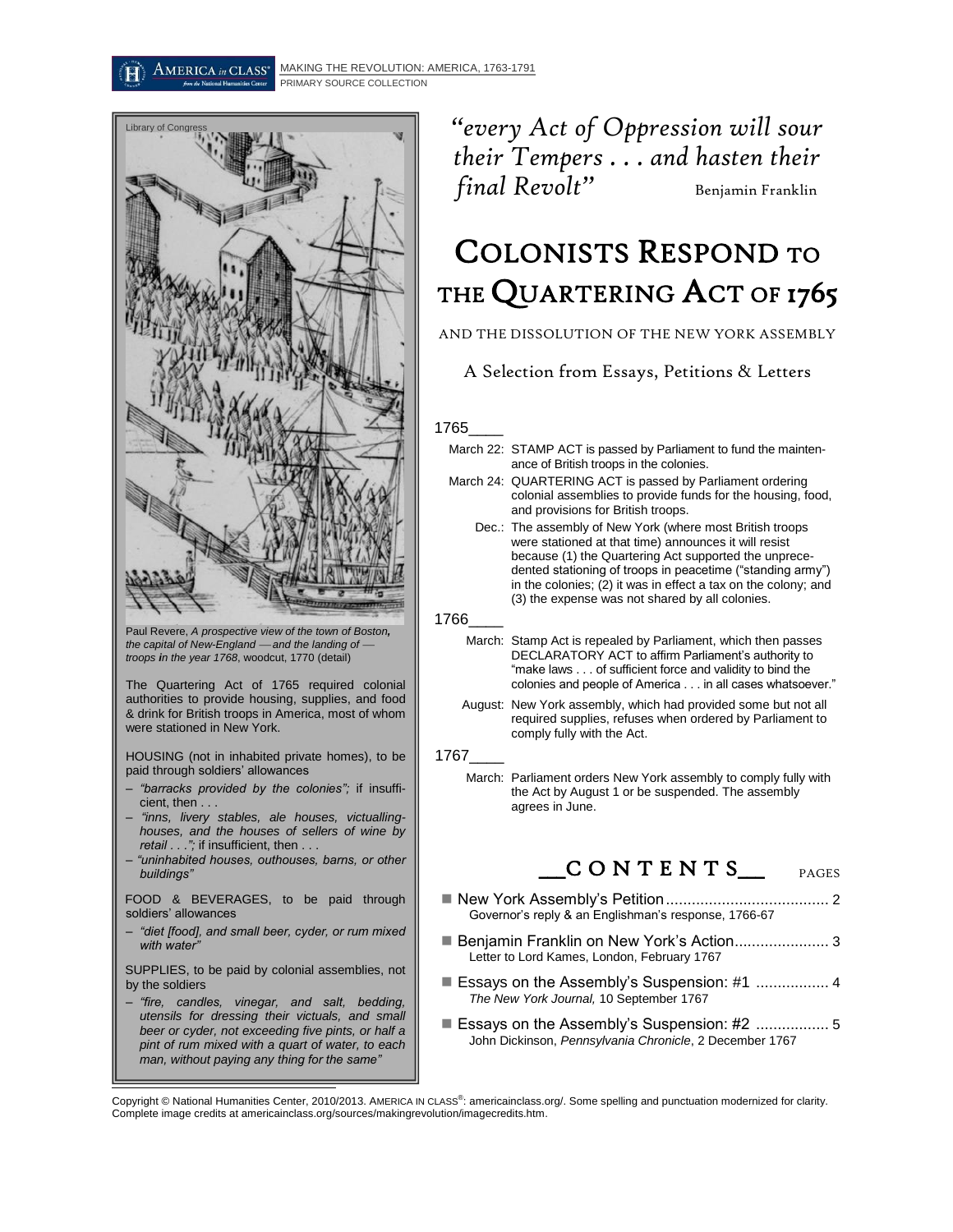AMERICA in CLASS® MAKING THE REVOLUTION: AMERICA, 1763-1791
PRIMARY SOURCE COLLECTION

*"every Act of Oppression will sour their Tempers . . . and hasten their final Revolt"* Benjamin Franklin

# COLONISTS RESPOND TO THE QUARTERING ACT OF 1765

## AND THE DISSOLUTION OF THE NEW YORK ASSEMBLY

### A Selection from Essays, Petitions & Letters

Library of Congress

Paul Revere, *A prospective view of the town of Boston, the capital of New-England — and the landing of — troops in the year 1768*, woodcut, 1770 (detail)

The Quartering Act of 1765 required colonial authorities to provide housing, supplies, and food & drink for British troops in America, most of whom were stationed in New York.

HOUSING (not in inhabited private homes), to be paid through soldiers' allowances

- *"barracks provided by the colonies";* if insufficient, then . . .
- *"inns, livery stables, ale houses, victualling-houses, and the houses of sellers of wine by retail . . .";* if insufficient, then . . .
- *"uninhabited houses, outhouses, barns, or other buildings"*

FOOD & BEVERAGES, to be paid through soldiers' allowances

- *"diet [food], and small beer, cyder, or rum mixed with water"*

SUPPLIES, to be paid by colonial assemblies, not by the soldiers

- *"fire, candles, vinegar, and salt, bedding, utensils for dressing their victuals, and small beer or cyder, not exceeding five pints, or half a pint of rum mixed with a quart of water, to each man, without paying any thing for the same"*

**1765**

- March 22: STAMP ACT is passed by Parliament to fund the maintenance of British troops in the colonies.
- March 24: QUARTERING ACT is passed by Parliament ordering colonial assemblies to provide funds for the housing, food, and provisions for British troops.
- Dec.: The assembly of New York (where most British troops were stationed at that time) announces it will resist because (1) the Quartering Act supported the unprecedented stationing of troops in peacetime ("standing army") in the colonies; (2) it was in effect a tax on the colony; and (3) the expense was not shared by all colonies.

**1766**

- March: Stamp Act is repealed by Parliament, which then passes DECLARATORY ACT to affirm Parliament's authority to "make laws . . . of sufficient force and validity to bind the colonies and people of America . . . in all cases whatsoever."
- August: New York assembly, which had provided some but not all required supplies, refuses when ordered by Parliament to comply fully with the Act.

**1767**

- March: Parliament orders New York assembly to comply fully with the Act by August 1 or be suspended. The assembly agrees in June.

## CONTENTS

| | PAGES |
|---|---|
| New York Assembly's Petition<br>Governor's reply & an Englishman's response, 1766-67 | 2 |
| Benjamin Franklin on New York's Action<br>Letter to Lord Kames, London, February 1767 | 3 |
| Essays on the Assembly's Suspension: #1<br>*The New York Journal,* 10 September 1767 | 4 |
| Essays on the Assembly's Suspension: #2<br>John Dickinson, *Pennsylvania Chronicle*, 2 December 1767 | 5 |

Copyright © National Humanities Center, 2010/2013. AMERICA IN CLASS®: americainclass.org/. Some spelling and punctuation modernized for clarity. Complete image credits at americainclass.org/sources/makingrevolution/imagecredits.htm.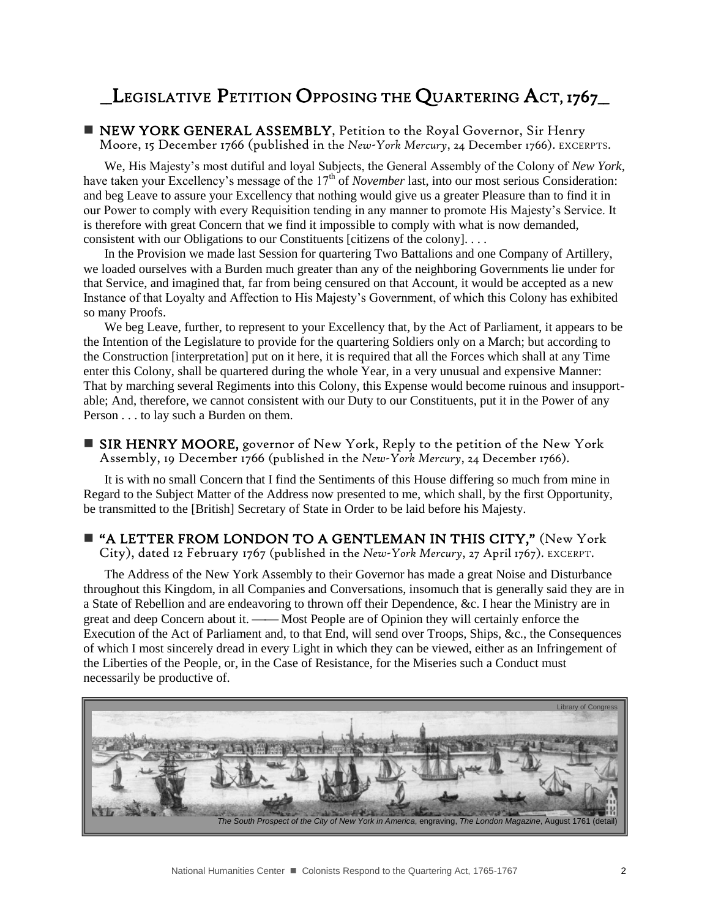# _LEGISLATIVE PETITION OPPOSING THE QUARTERING ACT, 1767_

■ **NEW YORK GENERAL ASSEMBLY**, Petition to the Royal Governor, Sir Henry Moore, 15 December 1766 (published in the *New-York Mercury*, 24 December 1766). EXCERPTS.

We, His Majesty's most dutiful and loyal Subjects, the General Assembly of the Colony of *New York*, have taken your Excellency's message of the 17th of *November* last, into our most serious Consideration: and beg Leave to assure your Excellency that nothing would give us a greater Pleasure than to find it in our Power to comply with every Requisition tending in any manner to promote His Majesty's Service. It is therefore with great Concern that we find it impossible to comply with what is now demanded, consistent with our Obligations to our Constituents [citizens of the colony]. . . .

In the Provision we made last Session for quartering Two Battalions and one Company of Artillery, we loaded ourselves with a Burden much greater than any of the neighboring Governments lie under for that Service, and imagined that, far from being censured on that Account, it would be accepted as a new Instance of that Loyalty and Affection to His Majesty's Government, of which this Colony has exhibited so many Proofs.

We beg Leave, further, to represent to your Excellency that, by the Act of Parliament, it appears to be the Intention of the Legislature to provide for the quartering Soldiers only on a March; but according to the Construction [interpretation] put on it here, it is required that all the Forces which shall at any Time enter this Colony, shall be quartered during the whole Year, in a very unusual and expensive Manner: That by marching several Regiments into this Colony, this Expense would become ruinous and insupportable; And, therefore, we cannot consistent with our Duty to our Constituents, put it in the Power of any Person . . . to lay such a Burden on them.

■ **SIR HENRY MOORE,** governor of New York, Reply to the petition of the New York Assembly, 19 December 1766 (published in the *New-York Mercury*, 24 December 1766).

It is with no small Concern that I find the Sentiments of this House differing so much from mine in Regard to the Subject Matter of the Address now presented to me, which shall, by the first Opportunity, be transmitted to the [British] Secretary of State in Order to be laid before his Majesty.

■ **"A LETTER FROM LONDON TO A GENTLEMAN IN THIS CITY,"** (New York City), dated 12 February 1767 (published in the *New-York Mercury*, 27 April 1767). EXCERPT.

The Address of the New York Assembly to their Governor has made a great Noise and Disturbance throughout this Kingdom, in all Companies and Conversations, insomuch that is generally said they are in a State of Rebellion and are endeavoring to thrown off their Dependence, &c. I hear the Ministry are in great and deep Concern about it. —— Most People are of Opinion they will certainly enforce the Execution of the Act of Parliament and, to that End, will send over Troops, Ships, &c., the Consequences of which I most sincerely dread in every Light in which they can be viewed, either as an Infringement of the Liberties of the People, or, in the Case of Resistance, for the Miseries such a Conduct must necessarily be productive of.

Library of Congress

*The South Prospect of the City of New York in America*, engraving, *The London Magazine*, August 1761 (detail)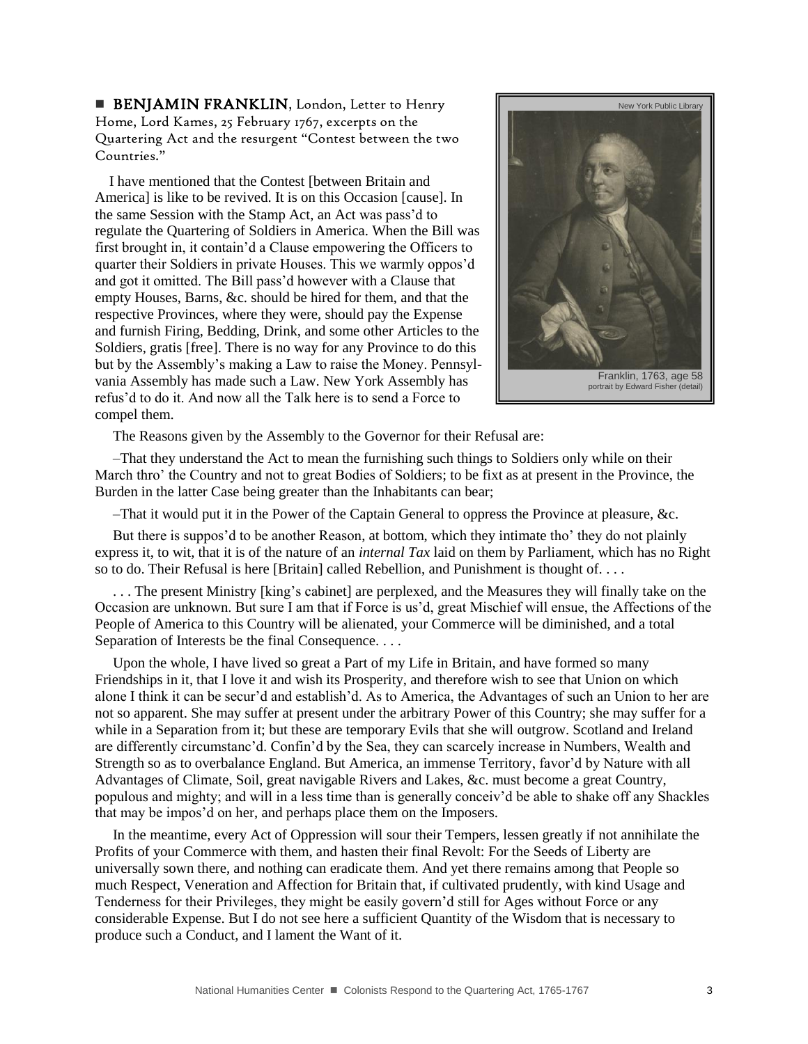■ **BENJAMIN FRANKLIN**, London, Letter to Henry Home, Lord Kames, 25 February 1767, excerpts on the Quartering Act and the resurgent "Contest between the two Countries."

New York Public Library

Franklin, 1763, age 58
portrait by Edward Fisher (detail)

I have mentioned that the Contest [between Britain and America] is like to be revived. It is on this Occasion [cause]. In the same Session with the Stamp Act, an Act was pass'd to regulate the Quartering of Soldiers in America. When the Bill was first brought in, it contain'd a Clause empowering the Officers to quarter their Soldiers in private Houses. This we warmly oppos'd and got it omitted. The Bill pass'd however with a Clause that empty Houses, Barns, &c. should be hired for them, and that the respective Provinces, where they were, should pay the Expense and furnish Firing, Bedding, Drink, and some other Articles to the Soldiers, gratis [free]. There is no way for any Province to do this but by the Assembly's making a Law to raise the Money. Pennsylvania Assembly has made such a Law. New York Assembly has refus'd to do it. And now all the Talk here is to send a Force to compel them.

The Reasons given by the Assembly to the Governor for their Refusal are:

–That they understand the Act to mean the furnishing such things to Soldiers only while on their March thro' the Country and not to great Bodies of Soldiers; to be fixt as at present in the Province, the Burden in the latter Case being greater than the Inhabitants can bear;

–That it would put it in the Power of the Captain General to oppress the Province at pleasure, &c.

But there is suppos'd to be another Reason, at bottom, which they intimate tho' they do not plainly express it, to wit, that it is of the nature of an *internal Tax* laid on them by Parliament, which has no Right so to do. Their Refusal is here [Britain] called Rebellion, and Punishment is thought of. . . .

. . . The present Ministry [king's cabinet] are perplexed, and the Measures they will finally take on the Occasion are unknown. But sure I am that if Force is us'd, great Mischief will ensue, the Affections of the People of America to this Country will be alienated, your Commerce will be diminished, and a total Separation of Interests be the final Consequence. . . .

Upon the whole, I have lived so great a Part of my Life in Britain, and have formed so many Friendships in it, that I love it and wish its Prosperity, and therefore wish to see that Union on which alone I think it can be secur'd and establish'd. As to America, the Advantages of such an Union to her are not so apparent. She may suffer at present under the arbitrary Power of this Country; she may suffer for a while in a Separation from it; but these are temporary Evils that she will outgrow. Scotland and Ireland are differently circumstanc'd. Confin'd by the Sea, they can scarcely increase in Numbers, Wealth and Strength so as to overbalance England. But America, an immense Territory, favor'd by Nature with all Advantages of Climate, Soil, great navigable Rivers and Lakes, &c. must become a great Country, populous and mighty; and will in a less time than is generally conceiv'd be able to shake off any Shackles that may be impos'd on her, and perhaps place them on the Imposers.

In the meantime, every Act of Oppression will sour their Tempers, lessen greatly if not annihilate the Profits of your Commerce with them, and hasten their final Revolt: For the Seeds of Liberty are universally sown there, and nothing can eradicate them. And yet there remains among that People so much Respect, Veneration and Affection for Britain that, if cultivated prudently, with kind Usage and Tenderness for their Privileges, they might be easily govern'd still for Ages without Force or any considerable Expense. But I do not see here a sufficient Quantity of the Wisdom that is necessary to produce such a Conduct, and I lament the Want of it.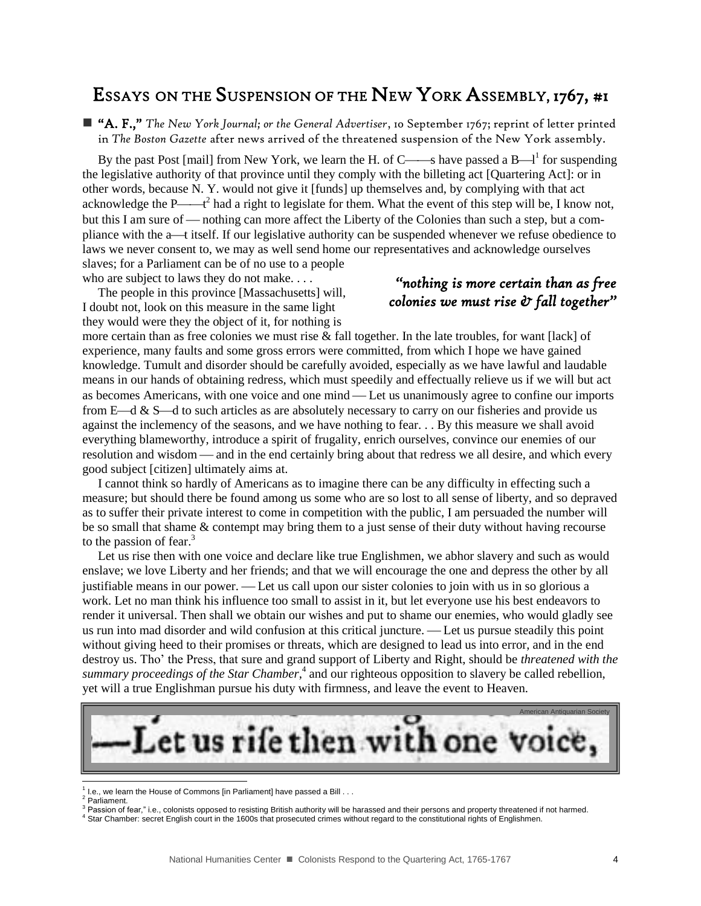## Essays on the Suspension of the New York Assembly, 1767, #1

■ **"A. F.,"** *The New York Journal; or the General Advertiser*, 10 September 1767; reprint of letter printed in *The Boston Gazette* after news arrived of the threatened suspension of the New York assembly.

By the past Post [mail] from New York, we learn the H. of C——s have passed a B—l[1] for suspending the legislative authority of that province until they comply with the billeting act [Quartering Act]: or in other words, because N. Y. would not give it [funds] up themselves and, by complying with that act acknowledge the P——t[2] had a right to legislate for them. What the event of this step will be, I know not, but this I am sure of — nothing can more affect the Liberty of the Colonies than such a step, but a compliance with the a—t itself. If our legislative authority can be suspended whenever we refuse obedience to laws we never consent to, we may as well send home our representatives and acknowledge ourselves slaves; for a Parliament can be of no use to a people who are subject to laws they do not make. . . .

The people in this province [Massachusetts] will, I doubt not, look on this measure in the same light they would were they the object of it, for nothing is more certain than as free colonies we must rise & fall together. In the late troubles, for want [lack] of experience, many faults and some gross errors were committed, from which I hope we have gained knowledge. Tumult and disorder should be carefully avoided, especially as we have lawful and laudable means in our hands of obtaining redress, which must speedily and effectually relieve us if we will but act as becomes Americans, with one voice and one mind — Let us unanimously agree to confine our imports from E—d & S—d to such articles as are absolutely necessary to carry on our fisheries and provide us against the inclemency of the seasons, and we have nothing to fear. . . By this measure we shall avoid everything blameworthy, introduce a spirit of frugality, enrich ourselves, convince our enemies of our resolution and wisdom — and in the end certainly bring about that redress we all desire, and which every good subject [citizen] ultimately aims at.

*"nothing is more certain than as free colonies we must rise & fall together"*

I cannot think so hardly of Americans as to imagine there can be any difficulty in effecting such a measure; but should there be found among us some who are so lost to all sense of liberty, and so depraved as to suffer their private interest to come in competition with the public, I am persuaded the number will be so small that shame & contempt may bring them to a just sense of their duty without having recourse to the passion of fear.[3]

Let us rise then with one voice and declare like true Englishmen, we abhor slavery and such as would enslave; we love Liberty and her friends; and that we will encourage the one and depress the other by all justifiable means in our power. — Let us call upon our sister colonies to join with us in so glorious a work. Let no man think his influence too small to assist in it, but let everyone use his best endeavors to render it universal. Then shall we obtain our wishes and put to shame our enemies, who would gladly see us run into mad disorder and wild confusion at this critical juncture. — Let us pursue steadily this point without giving heed to their promises or threats, which are designed to lead us into error, and in the end destroy us. Tho' the Press, that sure and grand support of Liberty and Right, should be *threatened with the summary proceedings of the Star Chamber*,[4] and our righteous opposition to slavery be called rebellion, yet will a true Englishman pursue his duty with firmness, and leave the event to Heaven.

—Let us rife then with one voice,

American Antiquarian Society

---

[1] I.e., we learn the House of Commons [in Parliament] have passed a Bill . . .

[2] Parliament.

[3] Passion of fear," i.e., colonists opposed to resisting British authority will be harassed and their persons and property threatened if not harmed.

[4] Star Chamber: secret English court in the 1600s that prosecuted crimes without regard to the constitutional rights of Englishmen.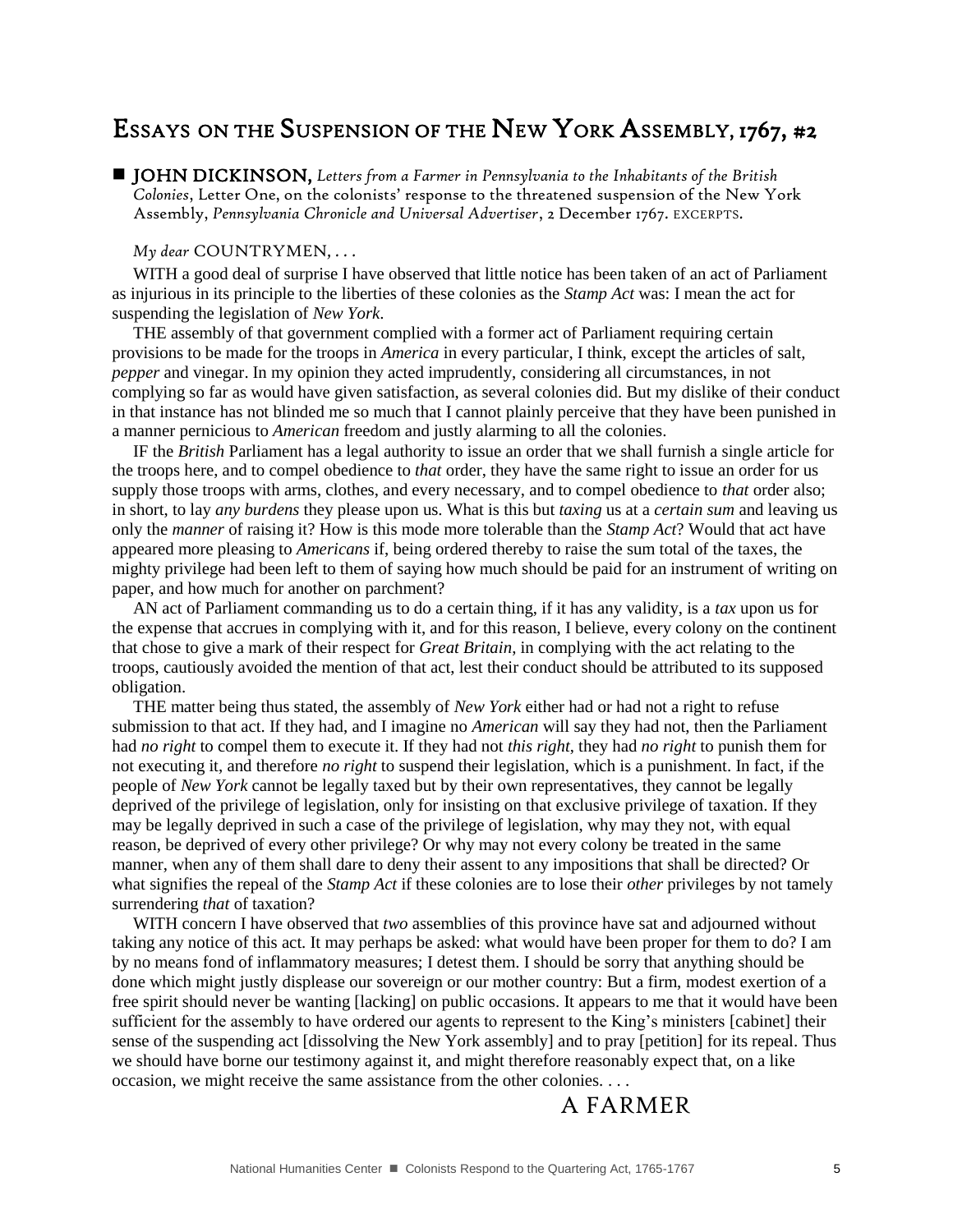# Essays on the Suspension of the New York Assembly, 1767, #2

■ **JOHN DICKINSON,** *Letters from a Farmer in Pennsylvania to the Inhabitants of the British Colonies*, Letter One, on the colonists' response to the threatened suspension of the New York Assembly, *Pennsylvania Chronicle and Universal Advertiser*, 2 December 1767. EXCERPTS.

*My dear* COUNTRYMEN, . . .

WITH a good deal of surprise I have observed that little notice has been taken of an act of Parliament as injurious in its principle to the liberties of these colonies as the *Stamp Act* was: I mean the act for suspending the legislation of *New York*.

THE assembly of that government complied with a former act of Parliament requiring certain provisions to be made for the troops in *America* in every particular, I think, except the articles of salt, *pepper* and vinegar. In my opinion they acted imprudently, considering all circumstances, in not complying so far as would have given satisfaction, as several colonies did. But my dislike of their conduct in that instance has not blinded me so much that I cannot plainly perceive that they have been punished in a manner pernicious to *American* freedom and justly alarming to all the colonies.

IF the *British* Parliament has a legal authority to issue an order that we shall furnish a single article for the troops here, and to compel obedience to *that* order, they have the same right to issue an order for us supply those troops with arms, clothes, and every necessary, and to compel obedience to *that* order also; in short, to lay *any burdens* they please upon us. What is this but *taxing* us at a *certain sum* and leaving us only the *manner* of raising it? How is this mode more tolerable than the *Stamp Act*? Would that act have appeared more pleasing to *Americans* if, being ordered thereby to raise the sum total of the taxes, the mighty privilege had been left to them of saying how much should be paid for an instrument of writing on paper, and how much for another on parchment?

AN act of Parliament commanding us to do a certain thing, if it has any validity, is a *tax* upon us for the expense that accrues in complying with it, and for this reason, I believe, every colony on the continent that chose to give a mark of their respect for *Great Britain*, in complying with the act relating to the troops, cautiously avoided the mention of that act, lest their conduct should be attributed to its supposed obligation.

THE matter being thus stated, the assembly of *New York* either had or had not a right to refuse submission to that act. If they had, and I imagine no *American* will say they had not, then the Parliament had *no right* to compel them to execute it. If they had not *this right*, they had *no right* to punish them for not executing it, and therefore *no right* to suspend their legislation, which is a punishment. In fact, if the people of *New York* cannot be legally taxed but by their own representatives, they cannot be legally deprived of the privilege of legislation, only for insisting on that exclusive privilege of taxation. If they may be legally deprived in such a case of the privilege of legislation, why may they not, with equal reason, be deprived of every other privilege? Or why may not every colony be treated in the same manner, when any of them shall dare to deny their assent to any impositions that shall be directed? Or what signifies the repeal of the *Stamp Act* if these colonies are to lose their *other* privileges by not tamely surrendering *that* of taxation?

WITH concern I have observed that *two* assemblies of this province have sat and adjourned without taking any notice of this act. It may perhaps be asked: what would have been proper for them to do? I am by no means fond of inflammatory measures; I detest them. I should be sorry that anything should be done which might justly displease our sovereign or our mother country: But a firm, modest exertion of a free spirit should never be wanting [lacking] on public occasions. It appears to me that it would have been sufficient for the assembly to have ordered our agents to represent to the King's ministers [cabinet] their sense of the suspending act [dissolving the New York assembly] and to pray [petition] for its repeal. Thus we should have borne our testimony against it, and might therefore reasonably expect that, on a like occasion, we might receive the same assistance from the other colonies. . . .

A FARMER